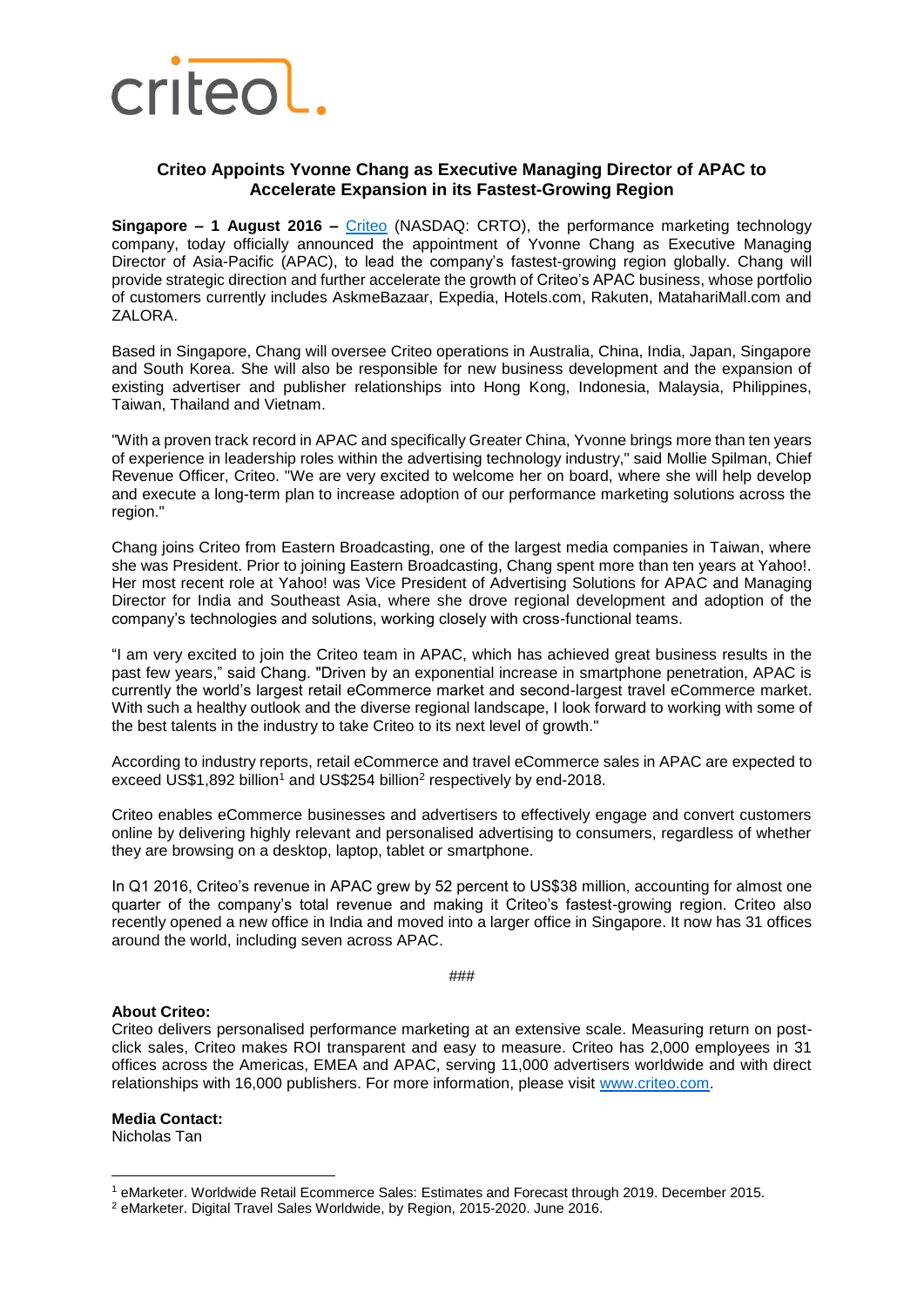criteo.

**Criteo Appoints Yvonne Chang as Executive Managing Director of APAC to Accelerate Expansion in its Fastest-Growing Region**

**Singapore – 1 August 2016 –** Criteo (NASDAQ: CRTO), the performance marketing technology company, today officially announced the appointment of Yvonne Chang as Executive Managing Director of Asia-Pacific (APAC), to lead the company's fastest-growing region globally. Chang will provide strategic direction and further accelerate the growth of Criteo's APAC business, whose portfolio of customers currently includes AskmeBazaar, Expedia, Hotels.com, Rakuten, MatahariMall.com and ZALORA.

Based in Singapore, Chang will oversee Criteo operations in Australia, China, India, Japan, Singapore and South Korea. She will also be responsible for new business development and the expansion of existing advertiser and publisher relationships into Hong Kong, Indonesia, Malaysia, Philippines, Taiwan, Thailand and Vietnam.

"With a proven track record in APAC and specifically Greater China, Yvonne brings more than ten years of experience in leadership roles within the advertising technology industry," said Mollie Spilman, Chief Revenue Officer, Criteo. "We are very excited to welcome her on board, where she will help develop and execute a long-term plan to increase adoption of our performance marketing solutions across the region."

Chang joins Criteo from Eastern Broadcasting, one of the largest media companies in Taiwan, where she was President. Prior to joining Eastern Broadcasting, Chang spent more than ten years at Yahoo!. Her most recent role at Yahoo! was Vice President of Advertising Solutions for APAC and Managing Director for India and Southeast Asia, where she drove regional development and adoption of the company's technologies and solutions, working closely with cross-functional teams.

"I am very excited to join the Criteo team in APAC, which has achieved great business results in the past few years," said Chang. "Driven by an exponential increase in smartphone penetration, APAC is currently the world's largest retail eCommerce market and second-largest travel eCommerce market. With such a healthy outlook and the diverse regional landscape, I look forward to working with some of the best talents in the industry to take Criteo to its next level of growth."

According to industry reports, retail eCommerce and travel eCommerce sales in APAC are expected to exceed US$1,892 billion[1] and US$254 billion[2] respectively by end-2018.

Criteo enables eCommerce businesses and advertisers to effectively engage and convert customers online by delivering highly relevant and personalised advertising to consumers, regardless of whether they are browsing on a desktop, laptop, tablet or smartphone.

In Q1 2016, Criteo's revenue in APAC grew by 52 percent to US$38 million, accounting for almost one quarter of the company's total revenue and making it Criteo's fastest-growing region. Criteo also recently opened a new office in India and moved into a larger office in Singapore. It now has 31 offices around the world, including seven across APAC.

###

**About Criteo:**
Criteo delivers personalised performance marketing at an extensive scale. Measuring return on post-click sales, Criteo makes ROI transparent and easy to measure. Criteo has 2,000 employees in 31 offices across the Americas, EMEA and APAC, serving 11,000 advertisers worldwide and with direct relationships with 16,000 publishers. For more information, please visit www.criteo.com.

**Media Contact:**
Nicholas Tan

[1] eMarketer. Worldwide Retail Ecommerce Sales: Estimates and Forecast through 2019. December 2015.
[2] eMarketer. Digital Travel Sales Worldwide, by Region, 2015-2020. June 2016.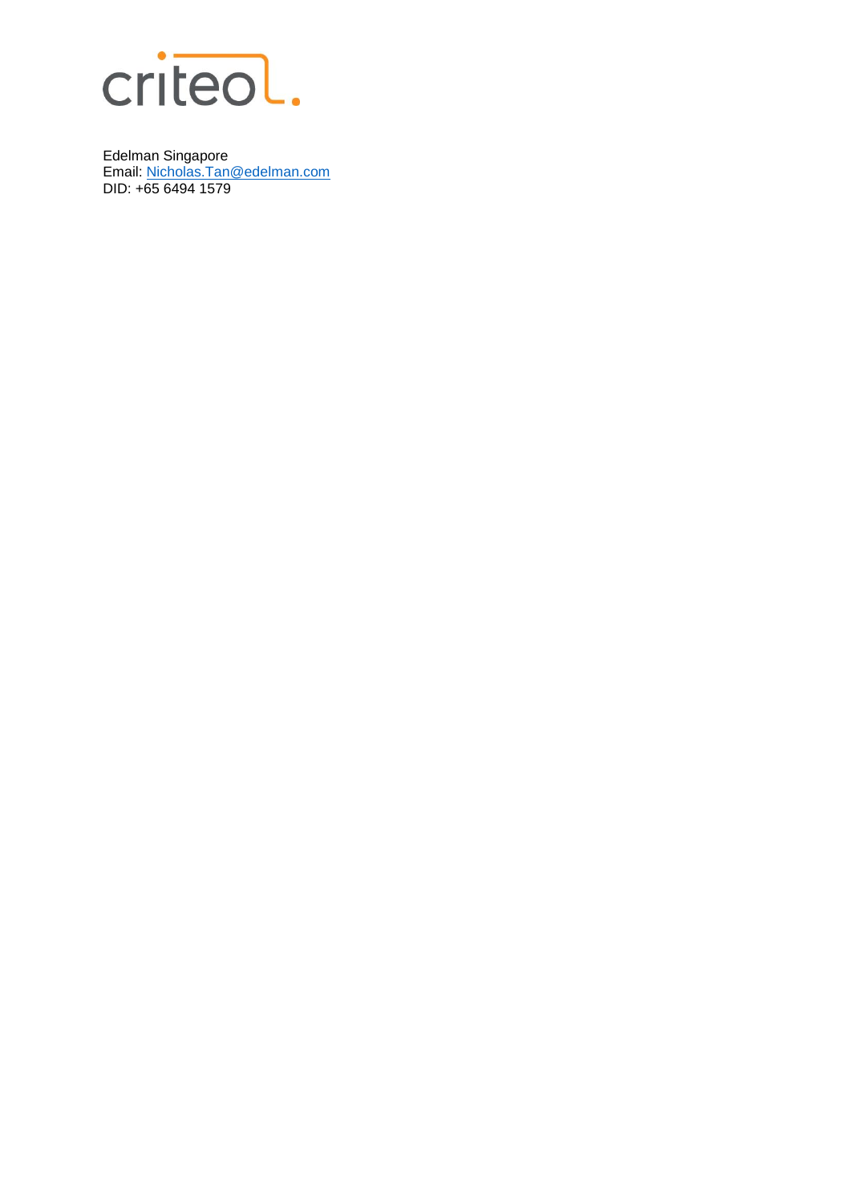Edelman Singapore
Email: Nicholas.Tan@edelman.com
DID: +65 6494 1579